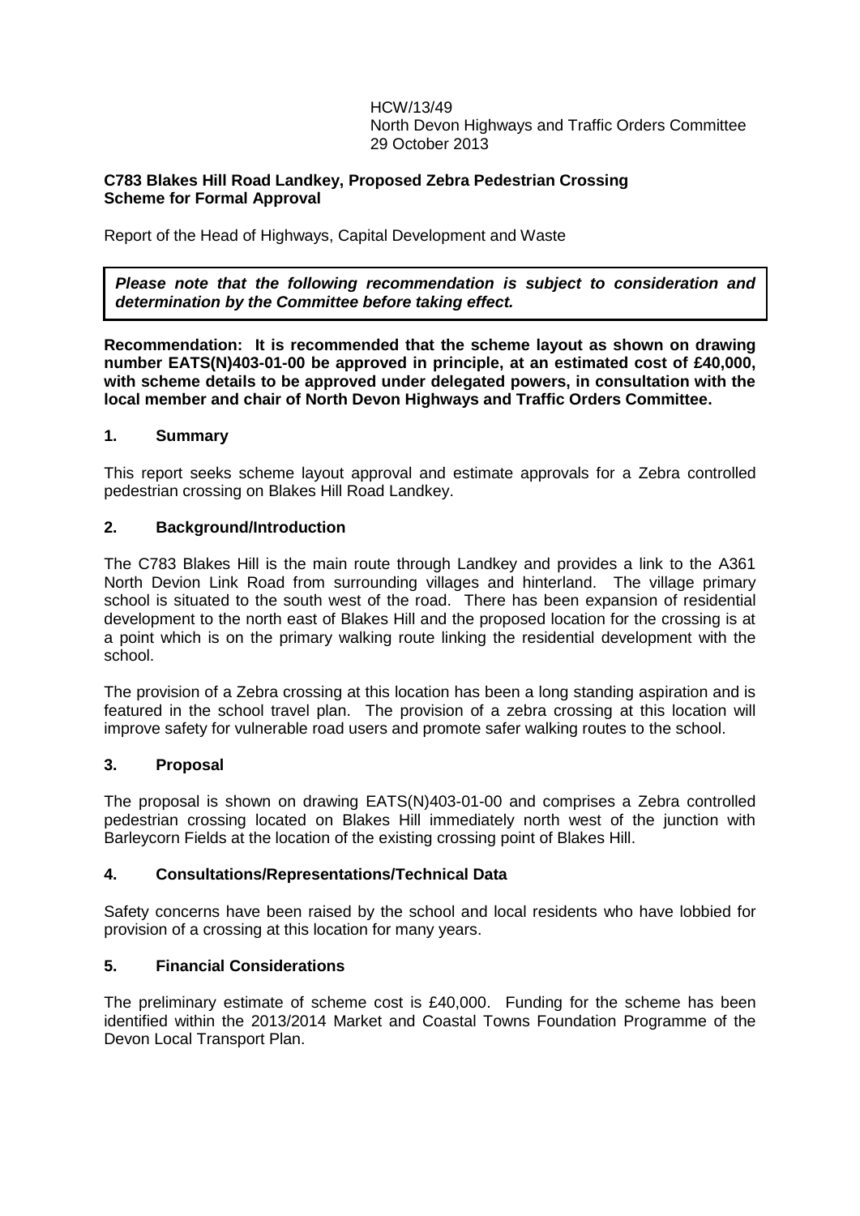HCW/13/49
North Devon Highways and Traffic Orders Committee
29 October 2013

**C783 Blakes Hill Road Landkey, Proposed Zebra Pedestrian Crossing**
**Scheme for Formal Approval**

Report of the Head of Highways, Capital Development and Waste

> ***Please note that the following recommendation is subject to consideration and determination by the Committee before taking effect.***

**Recommendation: It is recommended that the scheme layout as shown on drawing number EATS(N)403-01-00 be approved in principle, at an estimated cost of £40,000, with scheme details to be approved under delegated powers, in consultation with the local member and chair of North Devon Highways and Traffic Orders Committee.**

## 1. Summary

This report seeks scheme layout approval and estimate approvals for a Zebra controlled pedestrian crossing on Blakes Hill Road Landkey.

## 2. Background/Introduction

The C783 Blakes Hill is the main route through Landkey and provides a link to the A361 North Devion Link Road from surrounding villages and hinterland. The village primary school is situated to the south west of the road. There has been expansion of residential development to the north east of Blakes Hill and the proposed location for the crossing is at a point which is on the primary walking route linking the residential development with the school.

The provision of a Zebra crossing at this location has been a long standing aspiration and is featured in the school travel plan. The provision of a zebra crossing at this location will improve safety for vulnerable road users and promote safer walking routes to the school.

## 3. Proposal

The proposal is shown on drawing EATS(N)403-01-00 and comprises a Zebra controlled pedestrian crossing located on Blakes Hill immediately north west of the junction with Barleycorn Fields at the location of the existing crossing point of Blakes Hill.

## 4. Consultations/Representations/Technical Data

Safety concerns have been raised by the school and local residents who have lobbied for provision of a crossing at this location for many years.

## 5. Financial Considerations

The preliminary estimate of scheme cost is £40,000. Funding for the scheme has been identified within the 2013/2014 Market and Coastal Towns Foundation Programme of the Devon Local Transport Plan.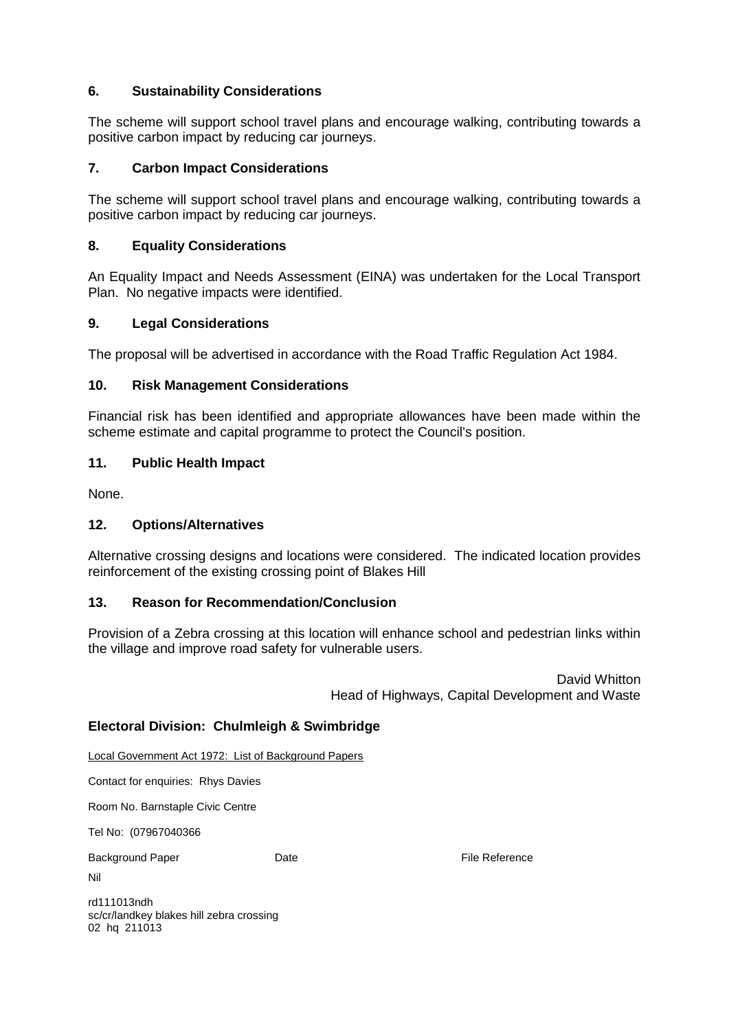## 6. Sustainability Considerations

The scheme will support school travel plans and encourage walking, contributing towards a positive carbon impact by reducing car journeys.

## 7. Carbon Impact Considerations

The scheme will support school travel plans and encourage walking, contributing towards a positive carbon impact by reducing car journeys.

## 8. Equality Considerations

An Equality Impact and Needs Assessment (EINA) was undertaken for the Local Transport Plan. No negative impacts were identified.

## 9. Legal Considerations

The proposal will be advertised in accordance with the Road Traffic Regulation Act 1984.

## 10. Risk Management Considerations

Financial risk has been identified and appropriate allowances have been made within the scheme estimate and capital programme to protect the Council's position.

## 11. Public Health Impact

None.

## 12. Options/Alternatives

Alternative crossing designs and locations were considered. The indicated location provides reinforcement of the existing crossing point of Blakes Hill

## 13. Reason for Recommendation/Conclusion

Provision of a Zebra crossing at this location will enhance school and pedestrian links within the village and improve road safety for vulnerable users.

David Whitton
Head of Highways, Capital Development and Waste

**Electoral Division: Chulmleigh & Swimbridge**

Local Government Act 1972: List of Background Papers

Contact for enquiries: Rhys Davies

Room No. Barnstaple Civic Centre

Tel No: (07967040366

| Background Paper | Date | File Reference |
| --- | --- | --- |
| Nil | | |

rd111013ndh
sc/cr/landkey blakes hill zebra crossing
02 hq 211013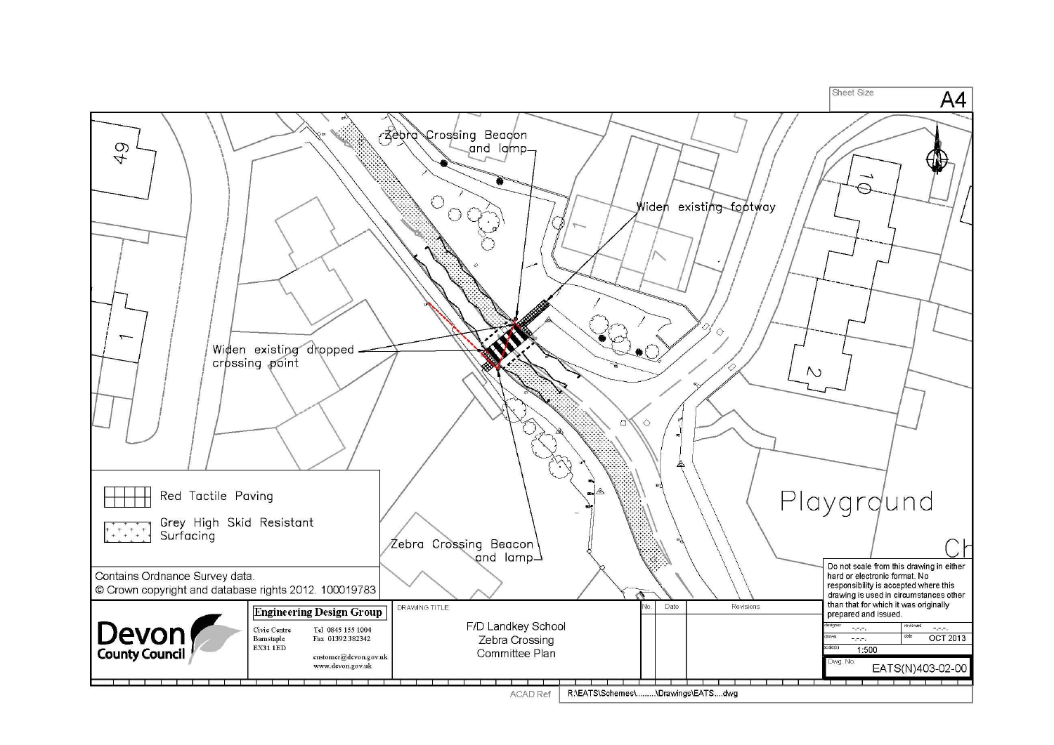Sheet Size A4

Zebra Crossing Beacon and lamp

Widen existing footway

Widen existing dropped crossing point

Zebra Crossing Beacon and lamp

Playground

49

1

10

2

7

| | |
|---|---|
| Red Tactile Paving | |
| Grey High Skid Resistant Surfacing | |

Contains Ordnance Survey data.
© Crown copyright and database rights 2012. 100019783

Do not scale from this drawing in either hard or electronic format. No responsibility is accepted where this drawing is used in circumstances other than that for which it was originally prepared and issued.

**Devon County Council**

**Engineering Design Group**

Civic Centre
Barnstaple
EX31 1ED

Tel 0845 155 1004
Fax 01392 382342

customer@devon.gov.uk
www.devon.gov.uk

DRAWING TITLE

F/D Landkey School
Zebra Crossing
Committee Plan

| No. | Date | Revisions |
|---|---|---|
| | | |

| | | | |
|---|---|---|---|
| designer | -.-.-. | reviewed | -.-.-. |
| drawn | -.-.-. | date | OCT 2013 |
| scale(s) | 1:500 | | |
| Dwg. No. | EATS(N)403-02-00 | | |

ACAD Ref R:\EATS\Schemes\........\Drawings\EATS....dwg